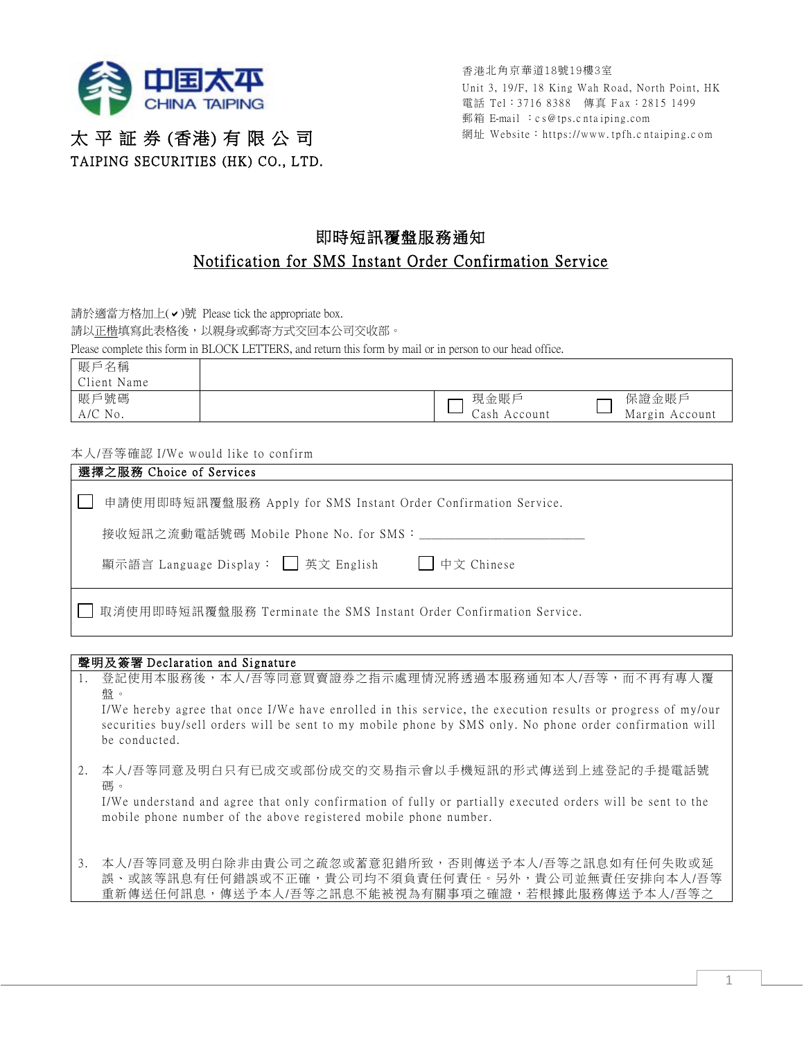中国太平
CHINA TAIPING

**太 平 証 券 (香港) 有 限 公 司**
**TAIPING SECURITIES (HK) CO., LTD.**

香港北角京華道18號19樓3室
Unit 3, 19/F, 18 King Wah Road, North Point, HK
電話 Tel：3716 8388　傳真 Fax：2815 1499
郵箱 E-mail ：cs@tps.cntaiping.com
網址 Website：https://www.tpfh.cntaiping.com

# 即時短訊覆盤服務通知
# Notification for SMS Instant Order Confirmation Service

請於適當方格加上(✔)號 Please tick the appropriate box.
請以正楷填寫此表格後，以親身或郵寄方式交回本公司交收部。
Please complete this form in BLOCK LETTERS, and return this form by mail or in person to our head office.

| 賬戶名稱 Client Name | | | |
|---|---|---|---|
| 賬戶號碼 A/C No. | | ☐ 現金賬戶 Cash Account | ☐ 保證金賬戶 Margin Account |

本人/吾等確認 I/We would like to confirm

**選擇之服務 Choice of Services**

☐ 申請使用即時短訊覆盤服務 Apply for SMS Instant Order Confirmation Service.

接收短訊之流動電話號碼 Mobile Phone No. for SMS：\_\_\_\_\_\_\_\_\_\_\_\_\_\_\_\_\_\_\_\_\_\_\_\_\_\_

顯示語言 Language Display： ☐ 英文 English　☐ 中文 Chinese

☐ 取消使用即時短訊覆盤服務 Terminate the SMS Instant Order Confirmation Service.

**聲明及簽署 Declaration and Signature**

1. 登記使用本服務後，本人/吾等同意買賣證券之指示處理情況將透過本服務通知本人/吾等，而不再有專人覆盤。
   I/We hereby agree that once I/We have enrolled in this service, the execution results or progress of my/our securities buy/sell orders will be sent to my mobile phone by SMS only. No phone order confirmation will be conducted.

2. 本人/吾等同意及明白只有已成交或部份成交的交易指示會以手機短訊的形式傳送到上述登記的手提電話號碼。
   I/We understand and agree that only confirmation of fully or partially executed orders will be sent to the mobile phone number of the above registered mobile phone number.

3. 本人/吾等同意及明白除非由貴公司之疏忽或蓄意犯錯所致，否則傳送予本人/吾等之訊息如有任何失敗或延誤、或該等訊息有任何錯誤或不正確，貴公司均不須負責任何責任。另外，貴公司並無責任安排向本人/吾等重新傳送任何訊息，傳送予本人/吾等之訊息不能被視為有關事項之確證，若根據此服務傳送予本人/吾等之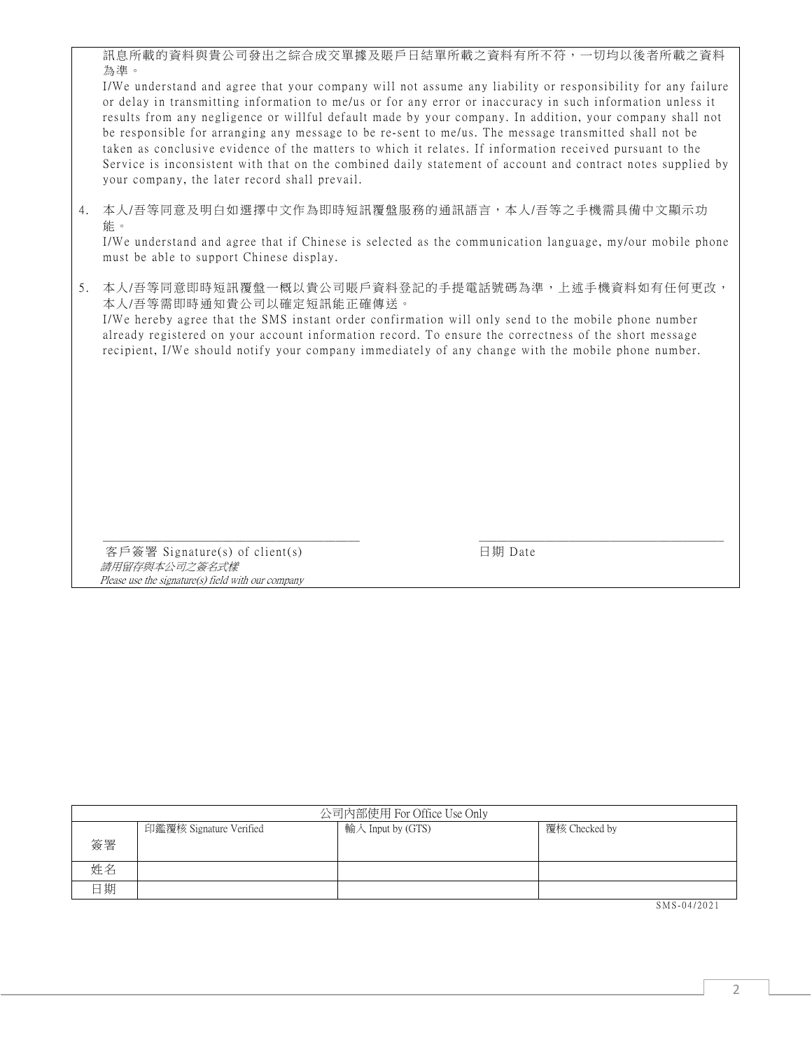訊息所載的資料與貴公司發出之綜合成交單據及賬戶日結單所載之資料有所不符，一切均以後者所載之資料為準。

I/We understand and agree that your company will not assume any liability or responsibility for any failure or delay in transmitting information to me/us or for any error or inaccuracy in such information unless it results from any negligence or willful default made by your company. In addition, your company shall not be responsible for arranging any message to be re-sent to me/us. The message transmitted shall not be taken as conclusive evidence of the matters to which it relates. If information received pursuant to the Service is inconsistent with that on the combined daily statement of account and contract notes supplied by your company, the later record shall prevail.

4. 本人/吾等同意及明白如選擇中文作為即時短訊覆盤服務的通訊語言，本人/吾等之手機需具備中文顯示功能。

   I/We understand and agree that if Chinese is selected as the communication language, my/our mobile phone must be able to support Chinese display.

5. 本人/吾等同意即時短訊覆盤一概以貴公司賬戶資料登記的手提電話號碼為準，上述手機資料如有任何更改，本人/吾等需即時通知貴公司以確定短訊能正確傳送。

   I/We hereby agree that the SMS instant order confirmation will only send to the mobile phone number already registered on your account information record. To ensure the correctness of the short message recipient, I/We should notify your company immediately of any change with the mobile phone number.

\_\_\_\_\_\_\_\_\_\_\_\_\_\_\_\_\_\_\_\_\_\_\_\_\_\_\_\_\_\_\_\_\_\_\_\_\_\_\_\_
客戶簽署 Signature(s) of client(s)
*請用留存與本公司之簽名式樣*
*Please use the signature(s) field with our company*

\_\_\_\_\_\_\_\_\_\_\_\_\_\_\_\_\_\_\_\_\_\_\_\_\_\_\_\_\_\_\_\_\_\_\_\_\_\_\_\_
日期 Date

| 公司內部使用 For Office Use Only | | | |
|---|---|---|---|
| 簽署 | 印鑑覆核 Signature Verified | 輸入 Input by (GTS) | 覆核 Checked by |
| 姓名 | | | |
| 日期 | | | |

SMS-04/2021